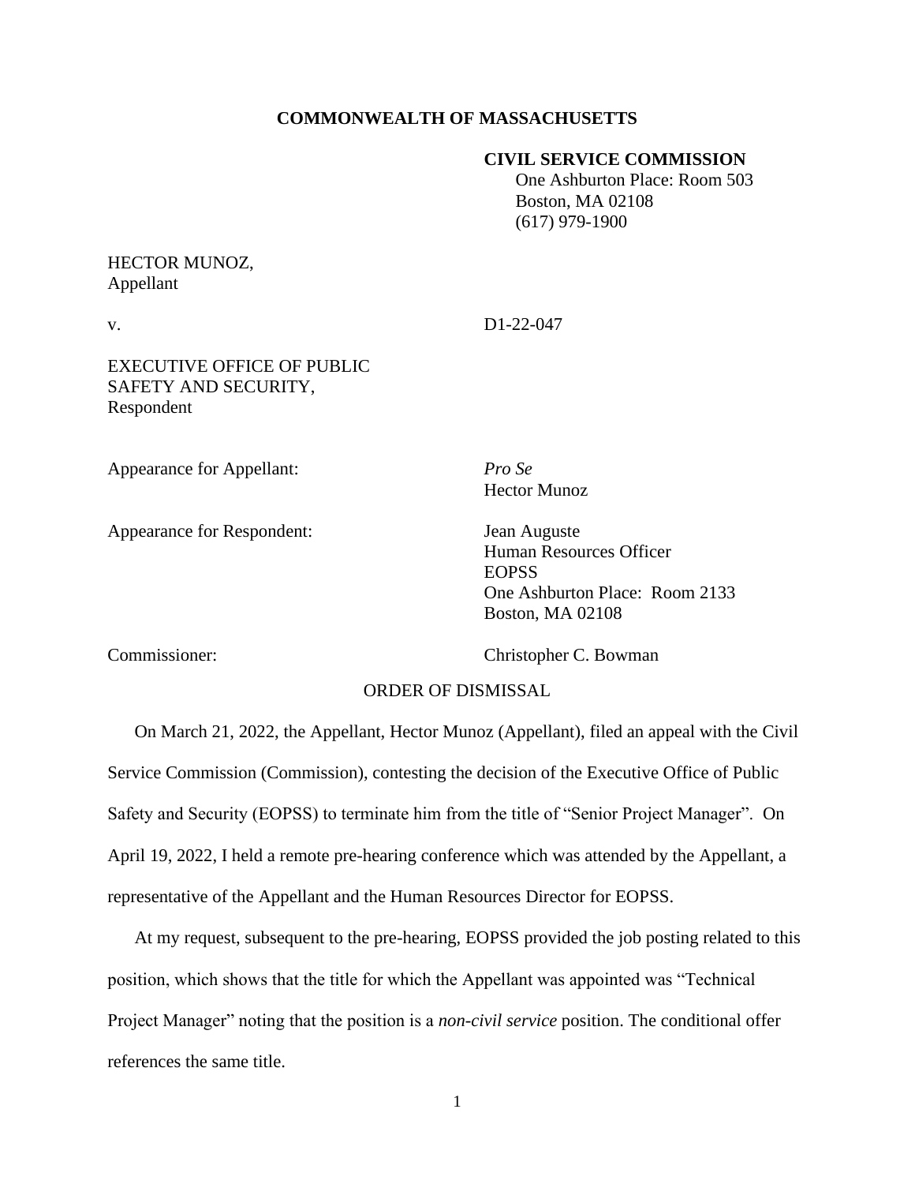**COMMONWEALTH OF MASSACHUSETTS**

**CIVIL SERVICE COMMISSION**
One Ashburton Place: Room 503
Boston, MA 02108
(617) 979-1900

HECTOR MUNOZ,
Appellant

v. D1-22-047

EXECUTIVE OFFICE OF PUBLIC
SAFETY AND SECURITY,
Respondent

Appearance for Appellant: *Pro Se*
Hector Munoz

Appearance for Respondent: Jean Auguste
Human Resources Officer
EOPSS
One Ashburton Place: Room 2133
Boston, MA 02108

Commissioner: Christopher C. Bowman

ORDER OF DISMISSAL

On March 21, 2022, the Appellant, Hector Munoz (Appellant), filed an appeal with the Civil Service Commission (Commission), contesting the decision of the Executive Office of Public Safety and Security (EOPSS) to terminate him from the title of "Senior Project Manager". On April 19, 2022, I held a remote pre-hearing conference which was attended by the Appellant, a representative of the Appellant and the Human Resources Director for EOPSS.

At my request, subsequent to the pre-hearing, EOPSS provided the job posting related to this position, which shows that the title for which the Appellant was appointed was "Technical Project Manager" noting that the position is a *non-civil service* position. The conditional offer references the same title.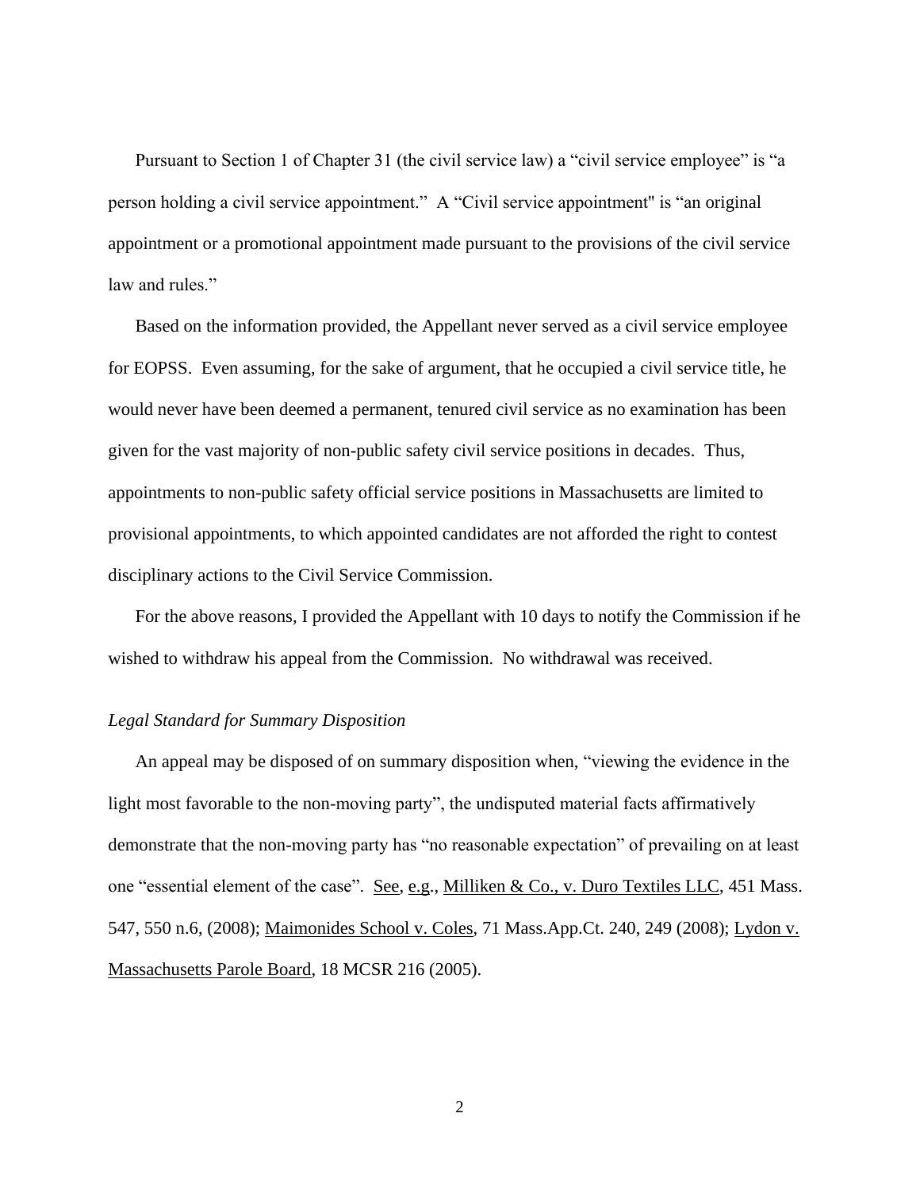Pursuant to Section 1 of Chapter 31 (the civil service law) a "civil service employee" is "a person holding a civil service appointment." A "Civil service appointment" is "an original appointment or a promotional appointment made pursuant to the provisions of the civil service law and rules."

Based on the information provided, the Appellant never served as a civil service employee for EOPSS. Even assuming, for the sake of argument, that he occupied a civil service title, he would never have been deemed a permanent, tenured civil service as no examination has been given for the vast majority of non-public safety civil service positions in decades. Thus, appointments to non-public safety official service positions in Massachusetts are limited to provisional appointments, to which appointed candidates are not afforded the right to contest disciplinary actions to the Civil Service Commission.

For the above reasons, I provided the Appellant with 10 days to notify the Commission if he wished to withdraw his appeal from the Commission. No withdrawal was received.

*Legal Standard for Summary Disposition*

An appeal may be disposed of on summary disposition when, "viewing the evidence in the light most favorable to the non-moving party", the undisputed material facts affirmatively demonstrate that the non-moving party has "no reasonable expectation" of prevailing on at least one "essential element of the case". See, e.g., Milliken & Co., v. Duro Textiles LLC, 451 Mass. 547, 550 n.6, (2008); Maimonides School v. Coles, 71 Mass.App.Ct. 240, 249 (2008); Lydon v. Massachusetts Parole Board, 18 MCSR 216 (2005).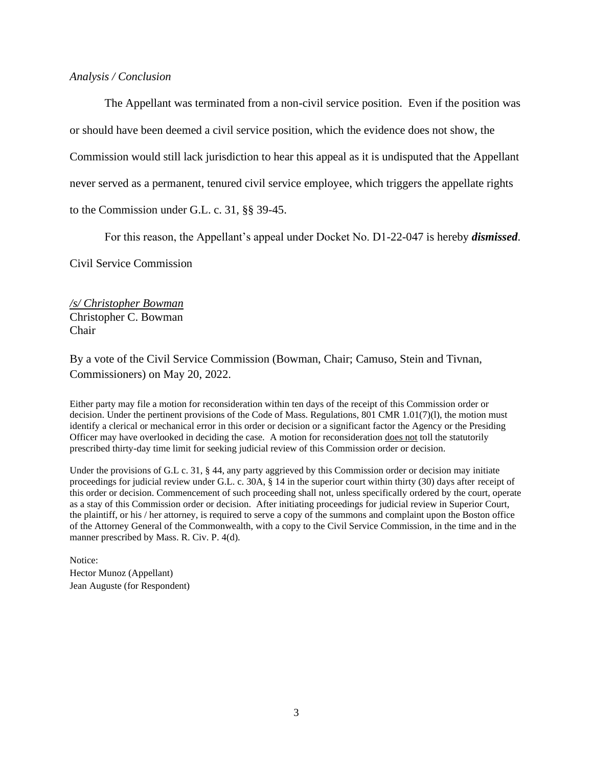*Analysis / Conclusion*

The Appellant was terminated from a non-civil service position. Even if the position was or should have been deemed a civil service position, which the evidence does not show, the Commission would still lack jurisdiction to hear this appeal as it is undisputed that the Appellant never served as a permanent, tenured civil service employee, which triggers the appellate rights to the Commission under G.L. c. 31, §§ 39-45.

For this reason, the Appellant's appeal under Docket No. D1-22-047 is hereby ***dismissed***.

Civil Service Commission

*/s/ Christopher Bowman*
Christopher C. Bowman
Chair

By a vote of the Civil Service Commission (Bowman, Chair; Camuso, Stein and Tivnan, Commissioners) on May 20, 2022.

Either party may file a motion for reconsideration within ten days of the receipt of this Commission order or decision. Under the pertinent provisions of the Code of Mass. Regulations, 801 CMR 1.01(7)(l), the motion must identify a clerical or mechanical error in this order or decision or a significant factor the Agency or the Presiding Officer may have overlooked in deciding the case. A motion for reconsideration does not toll the statutorily prescribed thirty-day time limit for seeking judicial review of this Commission order or decision.

Under the provisions of G.L c. 31, § 44, any party aggrieved by this Commission order or decision may initiate proceedings for judicial review under G.L. c. 30A, § 14 in the superior court within thirty (30) days after receipt of this order or decision. Commencement of such proceeding shall not, unless specifically ordered by the court, operate as a stay of this Commission order or decision. After initiating proceedings for judicial review in Superior Court, the plaintiff, or his / her attorney, is required to serve a copy of the summons and complaint upon the Boston office of the Attorney General of the Commonwealth, with a copy to the Civil Service Commission, in the time and in the manner prescribed by Mass. R. Civ. P. 4(d).

Notice:
Hector Munoz (Appellant)
Jean Auguste (for Respondent)